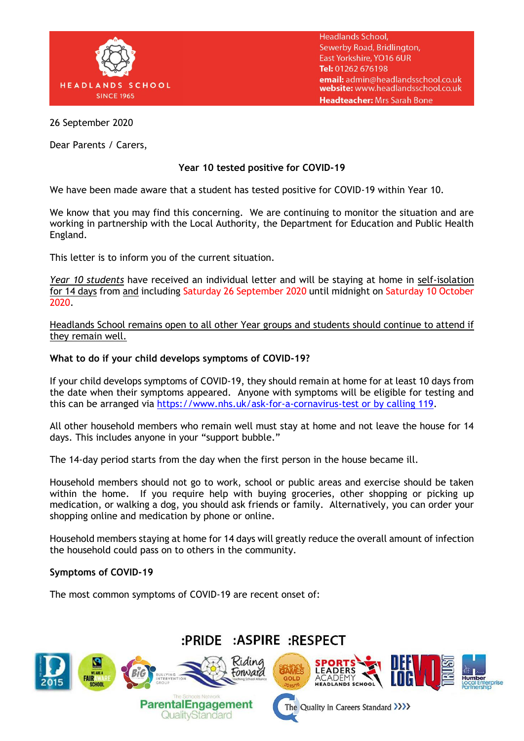HEADLANDS SCHOOL
SINCE 1965

Headlands School,
Sewerby Road, Bridlington,
East Yorkshire, YO16 6UR
**Tel:** 01262 676198
**email:** admin@headlandsschool.co.uk
**website:** www.headlandsschool.co.uk
**Headteacher:** Mrs Sarah Bone

26 September 2020

Dear Parents / Carers,

**Year 10 tested positive for COVID-19**

We have been made aware that a student has tested positive for COVID-19 within Year 10.

We know that you may find this concerning. We are continuing to monitor the situation and are working in partnership with the Local Authority, the Department for Education and Public Health England.

This letter is to inform you of the current situation.

*Year 10 students* have received an individual letter and will be staying at home in self-isolation for 14 days from and including Saturday 26 September 2020 until midnight on Saturday 10 October 2020.

Headlands School remains open to all other Year groups and students should continue to attend if they remain well.

**What to do if your child develops symptoms of COVID-19?**

If your child develops symptoms of COVID-19, they should remain at home for at least 10 days from the date when their symptoms appeared. Anyone with symptoms will be eligible for testing and this can be arranged via https://www.nhs.uk/ask-for-a-cornavirus-test or by calling 119.

All other household members who remain well must stay at home and not leave the house for 14 days. This includes anyone in your "support bubble."

The 14-day period starts from the day when the first person in the house became ill.

Household members should not go to work, school or public areas and exercise should be taken within the home. If you require help with buying groceries, other shopping or picking up medication, or walking a dog, you should ask friends or family. Alternatively, you can order your shopping online and medication by phone or online.

Household members staying at home for 14 days will greatly reduce the overall amount of infection the household could pass on to others in the community.

**Symptoms of COVID-19**

The most common symptoms of COVID-19 are recent onset of:

:PRIDE :ASPIRE :RESPECT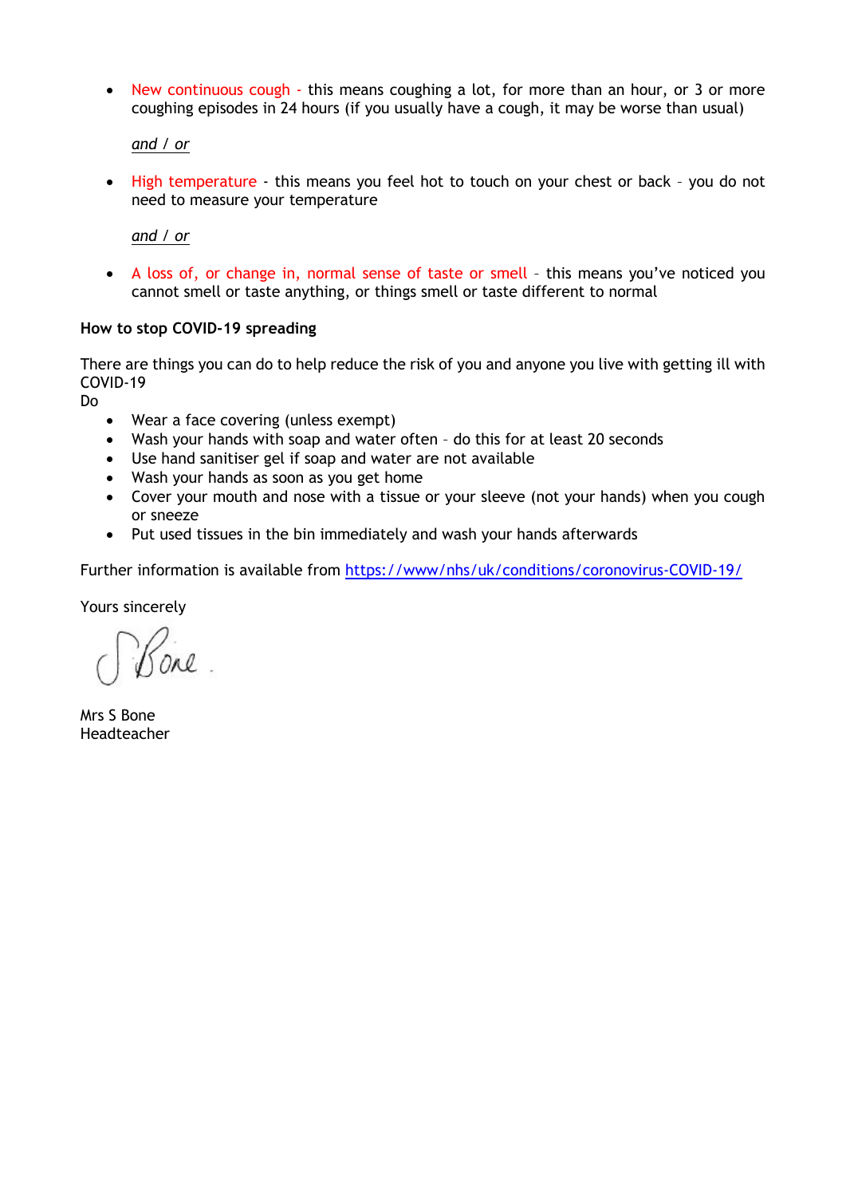- New continuous cough - this means coughing a lot, for more than an hour, or 3 or more coughing episodes in 24 hours (if you usually have a cough, it may be worse than usual)

  *and / or*

- High temperature - this means you feel hot to touch on your chest or back – you do not need to measure your temperature

  *and / or*

- A loss of, or change in, normal sense of taste or smell – this means you've noticed you cannot smell or taste anything, or things smell or taste different to normal

**How to stop COVID-19 spreading**

There are things you can do to help reduce the risk of you and anyone you live with getting ill with COVID-19

Do

- Wear a face covering (unless exempt)
- Wash your hands with soap and water often – do this for at least 20 seconds
- Use hand sanitiser gel if soap and water are not available
- Wash your hands as soon as you get home
- Cover your mouth and nose with a tissue or your sleeve (not your hands) when you cough or sneeze
- Put used tissues in the bin immediately and wash your hands afterwards

Further information is available from https://www/nhs/uk/conditions/coronovirus-COVID-19/

Yours sincerely

S Bone

Mrs S Bone
Headteacher